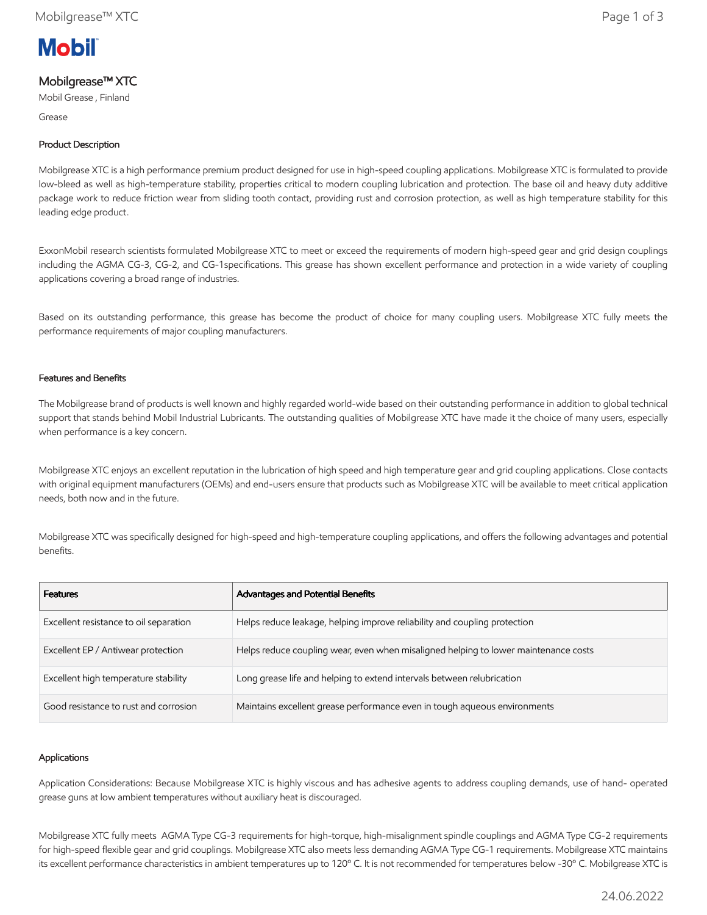# Mobilgrease™ XTC

Mobil Grease , Finland

Grease

## Product Description

Mobilgrease XTC is a high performance premium product designed for use in high-speed coupling applications. Mobilgrease XTC is formulated to provide low-bleed as well as high-temperature stability, properties critical to modern coupling lubrication and protection. The base oil and heavy duty additive package work to reduce friction wear from sliding tooth contact, providing rust and corrosion protection, as well as high temperature stability for this leading edge product.

ExxonMobil research scientists formulated Mobilgrease XTC to meet or exceed the requirements of modern high-speed gear and grid design couplings including the AGMA CG-3, CG-2, and CG-1specifications. This grease has shown excellent performance and protection in a wide variety of coupling applications covering a broad range of industries.

Based on its outstanding performance, this grease has become the product of choice for many coupling users. Mobilgrease XTC fully meets the performance requirements of major coupling manufacturers.

## Features and Benefits

The Mobilgrease brand of products is well known and highly regarded world-wide based on their outstanding performance in addition to global technical support that stands behind Mobil Industrial Lubricants. The outstanding qualities of Mobilgrease XTC have made it the choice of many users, especially when performance is a key concern.

Mobilgrease XTC enjoys an excellent reputation in the lubrication of high speed and high temperature gear and grid coupling applications. Close contacts with original equipment manufacturers (OEMs) and end-users ensure that products such as Mobilgrease XTC will be available to meet critical application needs, both now and in the future.

Mobilgrease XTC was specifically designed for high-speed and high-temperature coupling applications, and offers the following advantages and potential benefits.

| Features | Advantages and Potential Benefits |
| --- | --- |
| Excellent resistance to oil separation | Helps reduce leakage, helping improve reliability and coupling protection |
| Excellent EP / Antiwear protection | Helps reduce coupling wear, even when misaligned helping to lower maintenance costs |
| Excellent high temperature stability | Long grease life and helping to extend intervals between relubrication |
| Good resistance to rust and corrosion | Maintains excellent grease performance even in tough aqueous environments |

## Applications

Application Considerations: Because Mobilgrease XTC is highly viscous and has adhesive agents to address coupling demands, use of hand- operated grease guns at low ambient temperatures without auxiliary heat is discouraged.

Mobilgrease XTC fully meets AGMA Type CG-3 requirements for high-torque, high-misalignment spindle couplings and AGMA Type CG-2 requirements for high-speed flexible gear and grid couplings. Mobilgrease XTC also meets less demanding AGMA Type CG-1 requirements. Mobilgrease XTC maintains its excellent performance characteristics in ambient temperatures up to 120º C. It is not recommended for temperatures below -30º C. Mobilgrease XTC is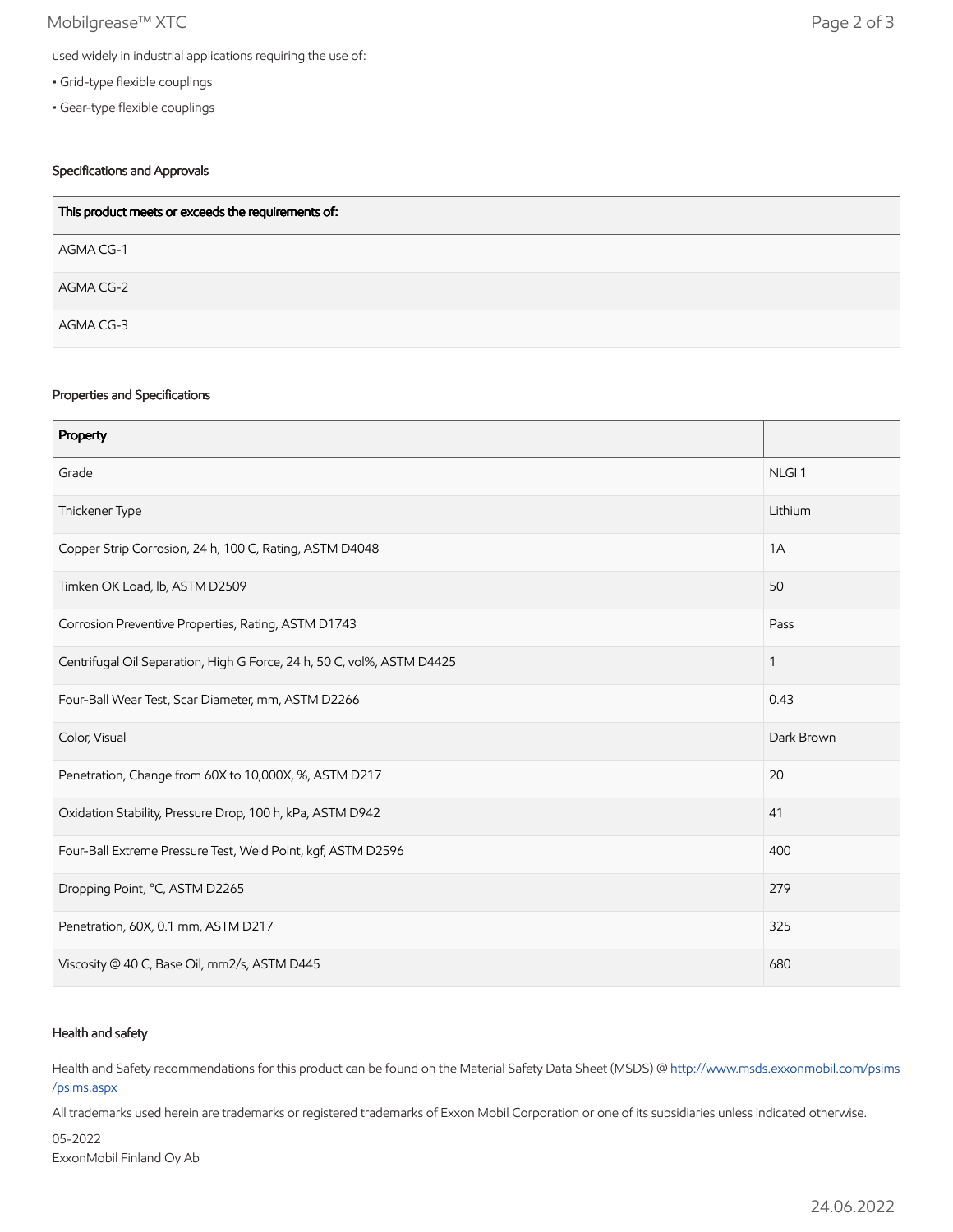used widely in industrial applications requiring the use of:

- Grid-type flexible couplings
- Gear-type flexible couplings

### Specifications and Approvals

| This product meets or exceeds the requirements of: |
| --- |
| AGMA CG-1 |
| AGMA CG-2 |
| AGMA CG-3 |

### Properties and Specifications

| Property | |
| --- | --- |
| Grade | NLGI 1 |
| Thickener Type | Lithium |
| Copper Strip Corrosion, 24 h, 100 C, Rating, ASTM D4048 | 1A |
| Timken OK Load, lb, ASTM D2509 | 50 |
| Corrosion Preventive Properties, Rating, ASTM D1743 | Pass |
| Centrifugal Oil Separation, High G Force, 24 h, 50 C, vol%, ASTM D4425 | 1 |
| Four-Ball Wear Test, Scar Diameter, mm, ASTM D2266 | 0.43 |
| Color, Visual | Dark Brown |
| Penetration, Change from 60X to 10,000X, %, ASTM D217 | 20 |
| Oxidation Stability, Pressure Drop, 100 h, kPa, ASTM D942 | 41 |
| Four-Ball Extreme Pressure Test, Weld Point, kgf, ASTM D2596 | 400 |
| Dropping Point, °C, ASTM D2265 | 279 |
| Penetration, 60X, 0.1 mm, ASTM D217 | 325 |
| Viscosity @ 40 C, Base Oil, mm2/s, ASTM D445 | 680 |

### Health and safety

Health and Safety recommendations for this product can be found on the Material Safety Data Sheet (MSDS) @ http://www.msds.exxonmobil.com/psims/psims.aspx

All trademarks used herein are trademarks or registered trademarks of Exxon Mobil Corporation or one of its subsidiaries unless indicated otherwise.

05-2022
ExxonMobil Finland Oy Ab

24.06.2022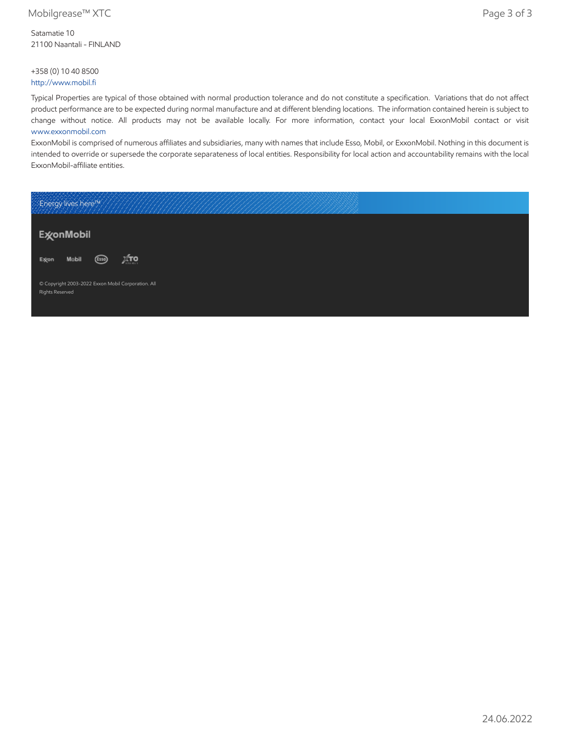Satamatie 10
21100 Naantali - FINLAND

+358 (0) 10 40 8500
http://www.mobil.fi

Typical Properties are typical of those obtained with normal production tolerance and do not constitute a specification. Variations that do not affect product performance are to be expected during normal manufacture and at different blending locations. The information contained herein is subject to change without notice. All products may not be available locally. For more information, contact your local ExxonMobil contact or visit www.exxonmobil.com

ExxonMobil is comprised of numerous affiliates and subsidiaries, many with names that include Esso, Mobil, or ExxonMobil. Nothing in this document is intended to override or supersede the corporate separateness of local entities. Responsibility for local action and accountability remains with the local ExxonMobil-affiliate entities.

Energy lives here™

ExxonMobil

Exxon Mobil Esso XTO

© Copyright 2003-2022 Exxon Mobil Corporation. All Rights Reserved